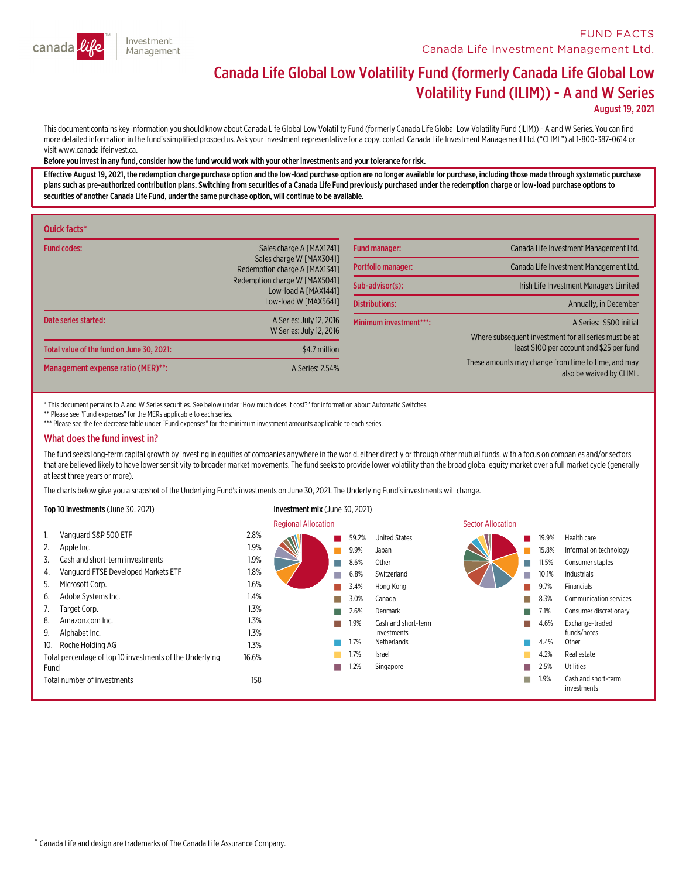FUND FACTS

Canada Life Investment Management Ltd.

# Canada Life Global Low Volatility Fund (formerly Canada Life Global Low Volatility Fund (ILIM)) - A and W Series

**August 19, 2021**

This document contains key information you should know about Canada Life Global Low Volatility Fund (formerly Canada Life Global Low Volatility Fund (ILIM)) - A and W Series. You can find more detailed information in the fund's simplified prospectus. Ask your investment representative for a copy, contact Canada Life Investment Management Ltd. ("CLIML") at 1-800-387-0614 or visit www.canadalifeinvest.ca.

**Before you invest in any fund, consider how the fund would work with your other investments and your tolerance for risk.**

**Effective August 19, 2021, the redemption charge purchase option and the low-load purchase option are no longer available for purchase, including those made through systematic purchase plans such as pre-authorized contribution plans. Switching from securities of a Canada Life Fund previously purchased under the redemption charge or low-load purchase options to securities of another Canada Life Fund, under the same purchase option, will continue to be available.**

## Quick facts*

| | |
|---|---|
| Fund codes: | Sales charge A [MAX1241]<br>Sales charge W [MAX3041]<br>Redemption charge A [MAX1341]<br>Redemption charge W [MAX5041]<br>Low-load A [MAX1441]<br>Low-load W [MAX5641] |
| Date series started: | A Series: July 12, 2016<br>W Series: July 12, 2016 |
| Total value of the fund on June 30, 2021: | $4.7 million |
| Management expense ratio (MER)**: | A Series: 2.54% |

| | |
|---|---|
| Fund manager: | Canada Life Investment Management Ltd. |
| Portfolio manager: | Canada Life Investment Management Ltd. |
| Sub-advisor(s): | Irish Life Investment Managers Limited |
| Distributions: | Annually, in December |
| Minimum investment***: | A Series: $500 initial<br>Where subsequent investment for all series must be at least $100 per account and $25 per fund<br>These amounts may change from time to time, and may also be waived by CLIML. |

\* This document pertains to A and W Series securities. See below under "How much does it cost?" for information about Automatic Switches.

** Please see "Fund expenses" for the MERs applicable to each series.

*** Please see the fee decrease table under "Fund expenses" for the minimum investment amounts applicable to each series.

## What does the fund invest in?

The fund seeks long-term capital growth by investing in equities of companies anywhere in the world, either directly or through other mutual funds, with a focus on companies and/or sectors that are believed likely to have lower sensitivity to broader market movements. The fund seeks to provide lower volatility than the broad global equity market over a full market cycle (generally at least three years or more).

The charts below give you a snapshot of the Underlying Fund's investments on June 30, 2021. The Underlying Fund's investments will change.

**Top 10 investments** (June 30, 2021)

| | | |
|---|---|---|
| 1. | Vanguard S&P 500 ETF | 2.8% |
| 2. | Apple Inc. | 1.9% |
| 3. | Cash and short-term investments | 1.9% |
| 4. | Vanguard FTSE Developed Markets ETF | 1.8% |
| 5. | Microsoft Corp. | 1.6% |
| 6. | Adobe Systems Inc. | 1.4% |
| 7. | Target Corp. | 1.3% |
| 8. | Amazon.com Inc. | 1.3% |
| 9. | Alphabet Inc. | 1.3% |
| 10. | Roche Holding AG | 1.3% |
| | Total percentage of top 10 investments of the Underlying Fund | 16.6% |
| | Total number of investments | 158 |

**Investment mix** (June 30, 2021)

Regional Allocation

| | |
|---|---|
| 59.2% | United States |
| 9.9% | Japan |
| 8.6% | Other |
| 6.8% | Switzerland |
| 3.4% | Hong Kong |
| 3.0% | Canada |
| 2.6% | Denmark |
| 1.9% | Cash and short-term investments |
| 1.7% | Netherlands |
| 1.7% | Israel |
| 1.2% | Singapore |

Sector Allocation

| | |
|---|---|
| 19.9% | Health care |
| 15.8% | Information technology |
| 11.5% | Consumer staples |
| 10.1% | Industrials |
| 9.7% | Financials |
| 8.3% | Communication services |
| 7.1% | Consumer discretionary |
| 4.6% | Exchange-traded funds/notes |
| 4.4% | Other |
| 4.2% | Real estate |
| 2.5% | Utilities |
| 1.9% | Cash and short-term investments |

TM Canada Life and design are trademarks of The Canada Life Assurance Company.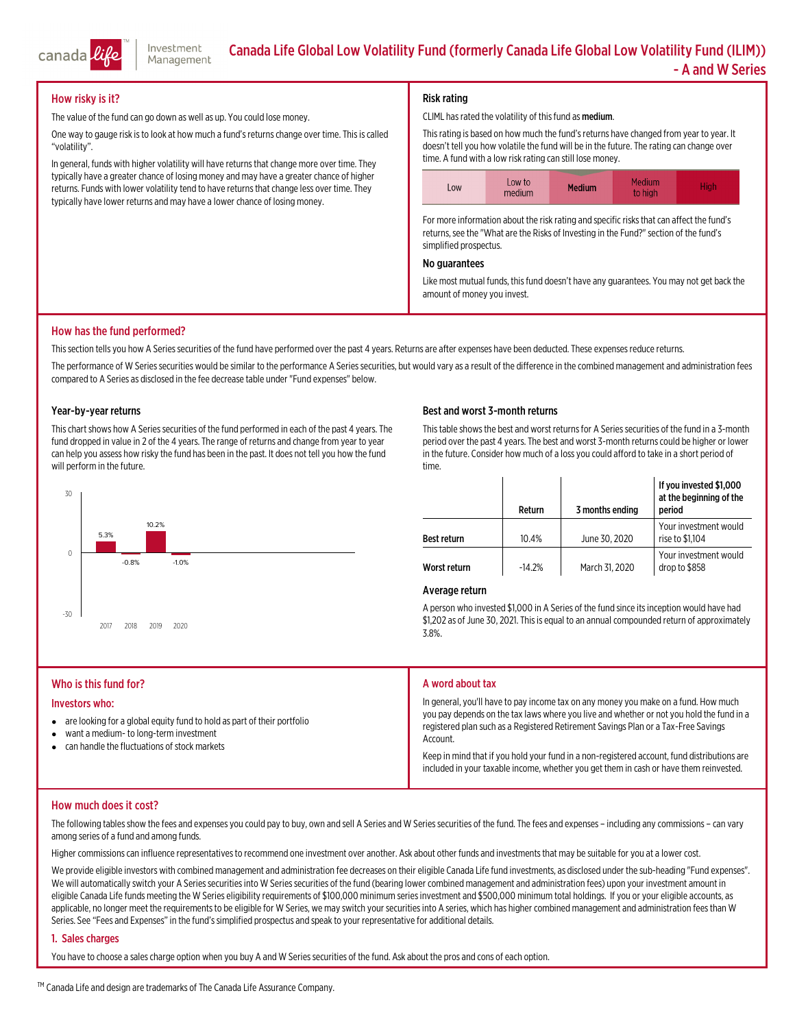# Canada Life Global Low Volatility Fund (formerly Canada Life Global Low Volatility Fund (ILIM)) - A and W Series

## How risky is it?

The value of the fund can go down as well as up. You could lose money.

One way to gauge risk is to look at how much a fund's returns change over time. This is called "volatility".

In general, funds with higher volatility will have returns that change more over time. They typically have a greater chance of losing money and may have a greater chance of higher returns. Funds with lower volatility tend to have returns that change less over time. They typically have lower returns and may have a lower chance of losing money.

### Risk rating

CLIML has rated the volatility of this fund as **medium**.

This rating is based on how much the fund's returns have changed from year to year. It doesn't tell you how volatile the fund will be in the future. The rating can change over time. A fund with a low risk rating can still lose money.

| Low | Low to medium | **Medium** | Medium to high | High |
|---|---|---|---|---|

For more information about the risk rating and specific risks that can affect the fund's returns, see the "What are the Risks of Investing in the Fund?" section of the fund's simplified prospectus.

### No guarantees

Like most mutual funds, this fund doesn't have any guarantees. You may not get back the amount of money you invest.

## How has the fund performed?

This section tells you how A Series securities of the fund have performed over the past 4 years. Returns are after expenses have been deducted. These expenses reduce returns.

The performance of W Series securities would be similar to the performance A Series securities, but would vary as a result of the difference in the combined management and administration fees compared to A Series as disclosed in the fee decrease table under "Fund expenses" below.

### Year-by-year returns

This chart shows how A Series securities of the fund performed in each of the past 4 years. The fund dropped in value in 2 of the 4 years. The range of returns and change from year to year can help you assess how risky the fund has been in the past. It does not tell you how the fund will perform in the future.

| Year | Return |
|---|---|
| 2017 | 5.3% |
| 2018 | -0.8% |
| 2019 | 10.2% |
| 2020 | -1.0% |

### Best and worst 3-month returns

This table shows the best and worst returns for A Series securities of the fund in a 3-month period over the past 4 years. The best and worst 3-month returns could be higher or lower in the future. Consider how much of a loss you could afford to take in a short period of time.

| | Return | 3 months ending | If you invested $1,000 at the beginning of the period |
|---|---|---|---|
| Best return | 10.4% | June 30, 2020 | Your investment would rise to $1,104 |
| Worst return | -14.2% | March 31, 2020 | Your investment would drop to $858 |

### Average return

A person who invested $1,000 in A Series of the fund since its inception would have had $1,202 as of June 30, 2021. This is equal to an annual compounded return of approximately 3.8%.

## Who is this fund for?

### Investors who:

- are looking for a global equity fund to hold as part of their portfolio
- want a medium- to long-term investment
- can handle the fluctuations of stock markets

## A word about tax

In general, you'll have to pay income tax on any money you make on a fund. How much you pay depends on the tax laws where you live and whether or not you hold the fund in a registered plan such as a Registered Retirement Savings Plan or a Tax-Free Savings Account.

Keep in mind that if you hold your fund in a non-registered account, fund distributions are included in your taxable income, whether you get them in cash or have them reinvested.

## How much does it cost?

The following tables show the fees and expenses you could pay to buy, own and sell A Series and W Series securities of the fund. The fees and expenses – including any commissions – can vary among series of a fund and among funds.

Higher commissions can influence representatives to recommend one investment over another. Ask about other funds and investments that may be suitable for you at a lower cost.

We provide eligible investors with combined management and administration fee decreases on their eligible Canada Life fund investments, as disclosed under the sub-heading "Fund expenses". We will automatically switch your A Series securities into W Series securities of the fund (bearing lower combined management and administration fees) upon your investment amount in eligible Canada Life funds meeting the W Series eligibility requirements of $100,000 minimum series investment and $500,000 minimum total holdings. If you or your eligible accounts, as applicable, no longer meet the requirements to be eligible for W Series, we may switch your securities into A series, which has higher combined management and administration fees than W Series. See "Fees and Expenses" in the fund's simplified prospectus and speak to your representative for additional details.

### 1. Sales charges

You have to choose a sales charge option when you buy A and W Series securities of the fund. Ask about the pros and cons of each option.

TM Canada Life and design are trademarks of The Canada Life Assurance Company.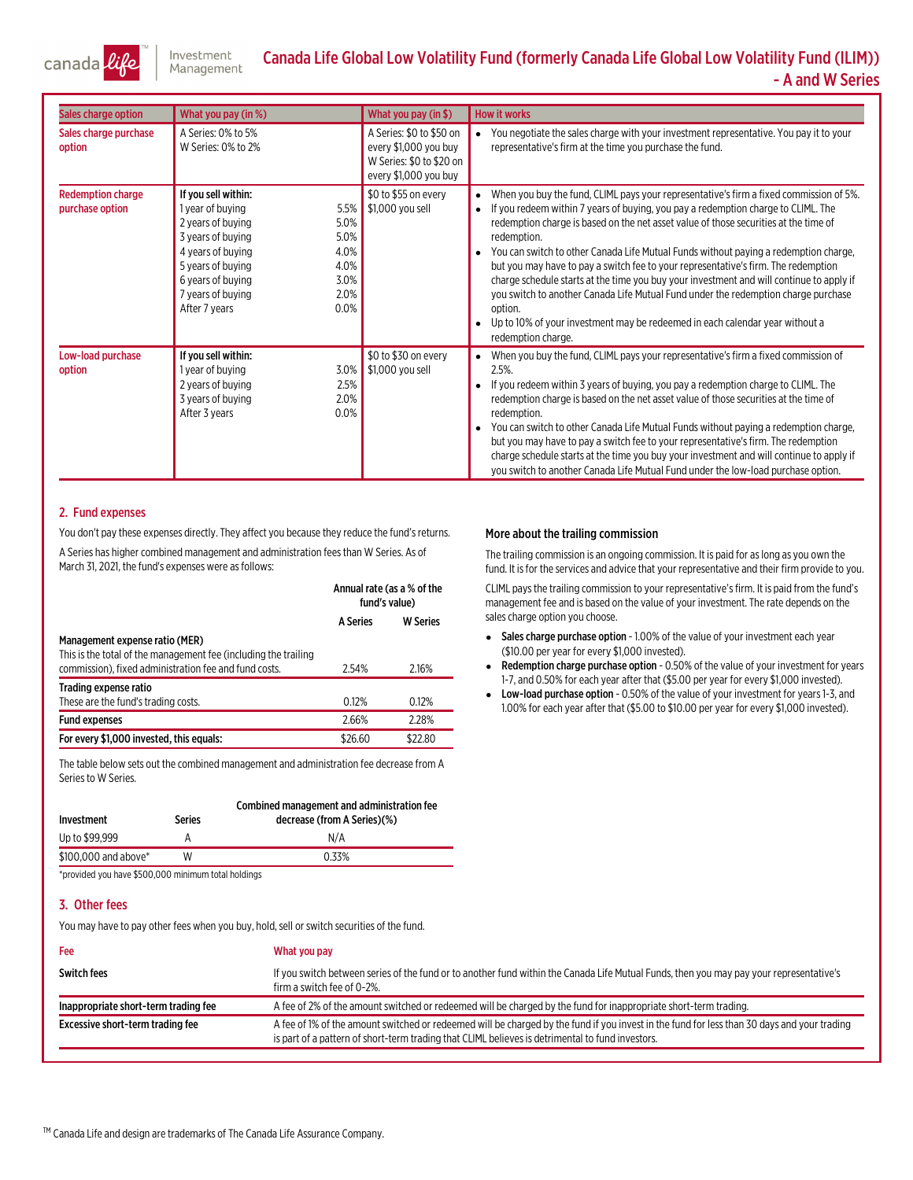# Canada Life Global Low Volatility Fund (formerly Canada Life Global Low Volatility Fund (ILIM)) - A and W Series

| Sales charge option | What you pay (in %) | | What you pay (in $) | How it works |
|---|---|---|---|---|
| Sales charge purchase option | A Series: 0% to 5%<br>W Series: 0% to 2% | | A Series: $0 to $50 on every $1,000 you buy<br>W Series: $0 to $20 on every $1,000 you buy | • You negotiate the sales charge with your investment representative. You pay it to your representative's firm at the time you purchase the fund. |
| Redemption charge purchase option | **If you sell within:**<br>1 year of buying<br>2 years of buying<br>3 years of buying<br>4 years of buying<br>5 years of buying<br>6 years of buying<br>7 years of buying<br>After 7 years | <br>5.5%<br>5.0%<br>5.0%<br>4.0%<br>4.0%<br>3.0%<br>2.0%<br>0.0% | $0 to $55 on every $1,000 you sell | • When you buy the fund, CLIML pays your representative's firm a fixed commission of 5%.<br>• If you redeem within 7 years of buying, you pay a redemption charge to CLIML. The redemption charge is based on the net asset value of those securities at the time of redemption.<br>• You can switch to other Canada Life Mutual Funds without paying a redemption charge, but you may have to pay a switch fee to your representative's firm. The redemption charge schedule starts at the time you buy your investment and will continue to apply if you switch to another Canada Life Mutual Fund under the redemption charge purchase option.<br>• Up to 10% of your investment may be redeemed in each calendar year without a redemption charge. |
| Low-load purchase option | **If you sell within:**<br>1 year of buying<br>2 years of buying<br>3 years of buying<br>After 3 years | <br>3.0%<br>2.5%<br>2.0%<br>0.0% | $0 to $30 on every $1,000 you sell | • When you buy the fund, CLIML pays your representative's firm a fixed commission of 2.5%.<br>• If you redeem within 3 years of buying, you pay a redemption charge to CLIML. The redemption charge is based on the net asset value of those securities at the time of redemption.<br>• You can switch to other Canada Life Mutual Funds without paying a redemption charge, but you may have to pay a switch fee to your representative's firm. The redemption charge schedule starts at the time you buy your investment and will continue to apply if you switch to another Canada Life Mutual Fund under the low-load purchase option. |

## 2. Fund expenses

You don't pay these expenses directly. They affect you because they reduce the fund's returns.

A Series has higher combined management and administration fees than W Series. As of March 31, 2021, the fund's expenses were as follows:

| | Annual rate (as a % of the fund's value) | |
|---|---|---|
| | **A Series** | **W Series** |
| **Management expense ratio (MER)**<br>This is the total of the management fee (including the trailing commission), fixed administration fee and fund costs. | 2.54% | 2.16% |
| **Trading expense ratio**<br>These are the fund's trading costs. | 0.12% | 0.12% |
| **Fund expenses** | 2.66% | 2.28% |
| **For every $1,000 invested, this equals:** | $26.60 | $22.80 |

The table below sets out the combined management and administration fee decrease from A Series to W Series.

| Investment | Series | Combined management and administration fee decrease (from A Series)(%) |
|---|---|---|
| Up to $99,999 | A | N/A |
| $100,000 and above* | W | 0.33% |

*provided you have $500,000 minimum total holdings

### More about the trailing commission

The trailing commission is an ongoing commission. It is paid for as long as you own the fund. It is for the services and advice that your representative and their firm provide to you.

CLIML pays the trailing commission to your representative's firm. It is paid from the fund's management fee and is based on the value of your investment. The rate depends on the sales charge option you choose.

- **Sales charge purchase option** - 1.00% of the value of your investment each year ($10.00 per year for every $1,000 invested).
- **Redemption charge purchase option** - 0.50% of the value of your investment for years 1-7, and 0.50% for each year after that ($5.00 per year for every $1,000 invested).
- **Low-load purchase option** - 0.50% of the value of your investment for years 1-3, and 1.00% for each year after that ($5.00 to $10.00 per year for every $1,000 invested).

## 3. Other fees

You may have to pay other fees when you buy, hold, sell or switch securities of the fund.

| Fee | What you pay |
|---|---|
| **Switch fees** | If you switch between series of the fund or to another fund within the Canada Life Mutual Funds, then you may pay your representative's firm a switch fee of 0-2%. |
| **Inappropriate short-term trading fee** | A fee of 2% of the amount switched or redeemed will be charged by the fund for inappropriate short-term trading. |
| **Excessive short-term trading fee** | A fee of 1% of the amount switched or redeemed will be charged by the fund if you invest in the fund for less than 30 days and your trading is part of a pattern of short-term trading that CLIML believes is detrimental to fund investors. |

TM Canada Life and design are trademarks of The Canada Life Assurance Company.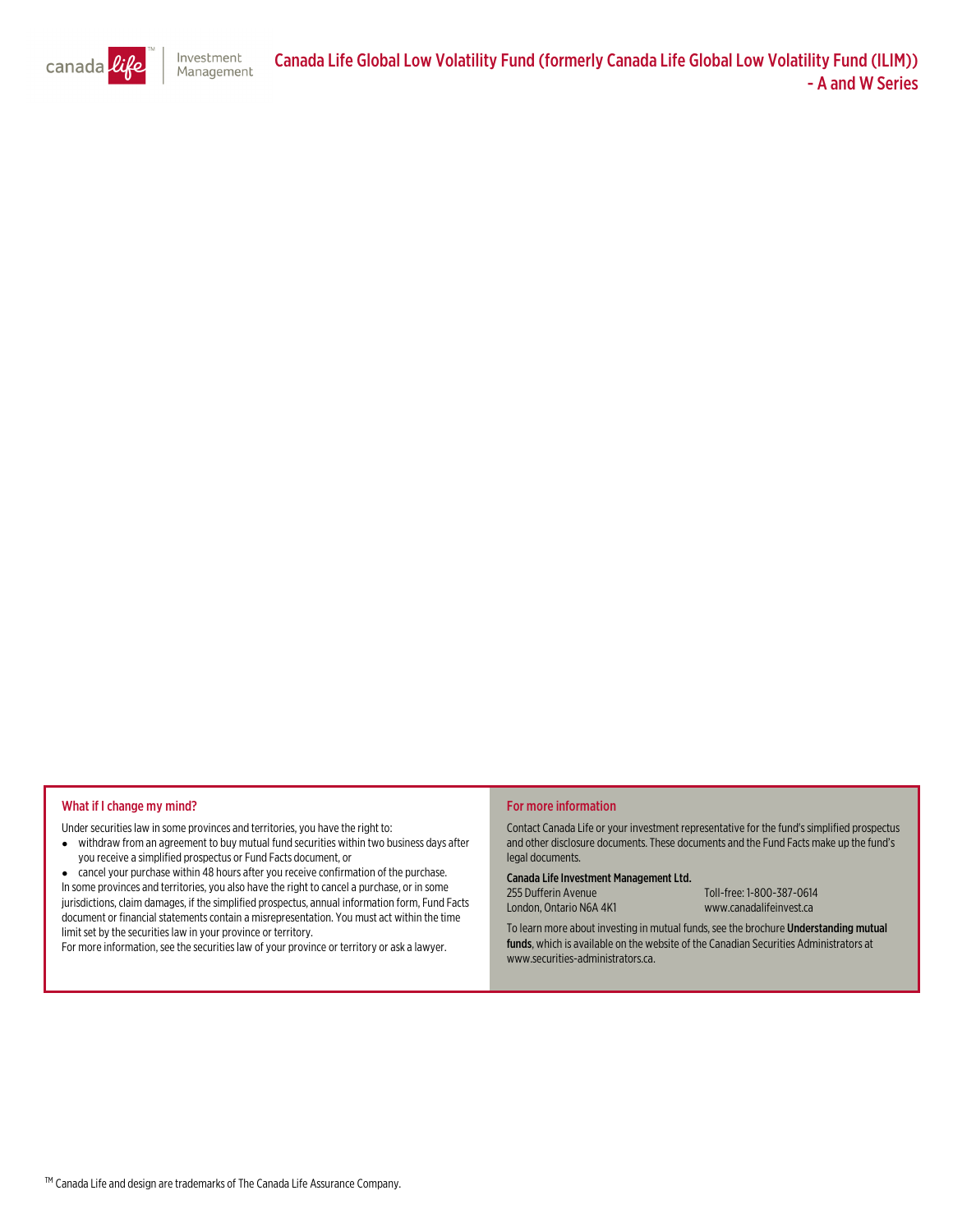## What if I change my mind?

Under securities law in some provinces and territories, you have the right to:

- withdraw from an agreement to buy mutual fund securities within two business days after you receive a simplified prospectus or Fund Facts document, or
- cancel your purchase within 48 hours after you receive confirmation of the purchase.

In some provinces and territories, you also have the right to cancel a purchase, or in some jurisdictions, claim damages, if the simplified prospectus, annual information form, Fund Facts document or financial statements contain a misrepresentation. You must act within the time limit set by the securities law in your province or territory.

For more information, see the securities law of your province or territory or ask a lawyer.

## For more information

Contact Canada Life or your investment representative for the fund's simplified prospectus and other disclosure documents. These documents and the Fund Facts make up the fund's legal documents.

**Canada Life Investment Management Ltd.**
255 Dufferin Avenue
London, Ontario N6A 4K1

Toll-free: 1-800-387-0614
www.canadalifeinvest.ca

To learn more about investing in mutual funds, see the brochure **Understanding mutual funds**, which is available on the website of the Canadian Securities Administrators at www.securities-administrators.ca.

TM Canada Life and design are trademarks of The Canada Life Assurance Company.